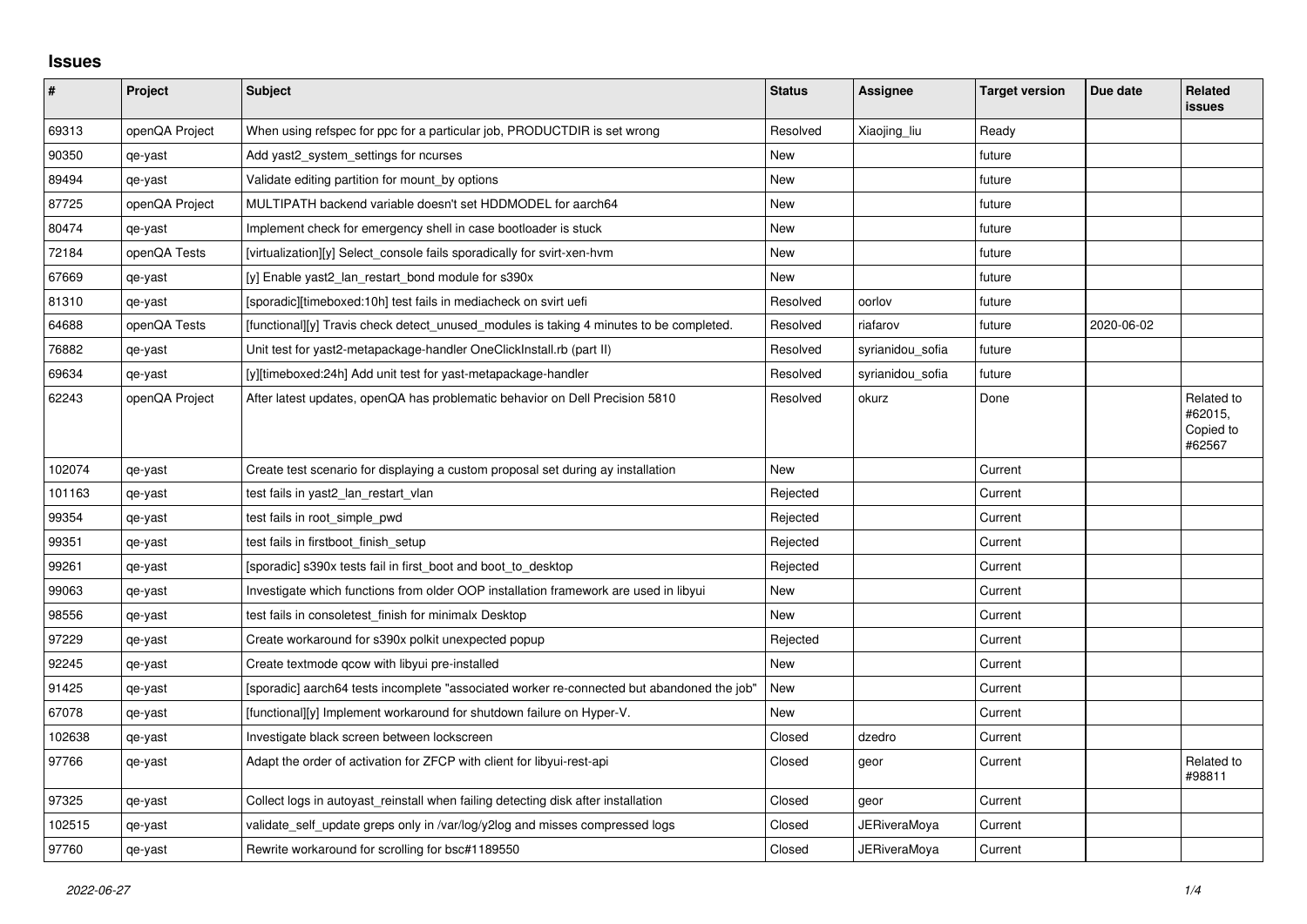# Issues

| # | Project | Subject | Status | Assignee | Target version | Due date | Related issues |
|---|---|---|---|---|---|---|---|
| 69313 | openQA Project | When using refspec for ppc for a particular job, PRODUCTDIR is set wrong | Resolved | Xiaojing_liu | Ready | | |
| 90350 | qe-yast | Add yast2_system_settings for ncurses | New | | future | | |
| 89494 | qe-yast | Validate editing partition for mount_by options | New | | future | | |
| 87725 | openQA Project | MULTIPATH backend variable doesn't set HDDMODEL for aarch64 | New | | future | | |
| 80474 | qe-yast | Implement check for emergency shell in case bootloader is stuck | New | | future | | |
| 72184 | openQA Tests | [virtualization][y] Select_console fails sporadically for svirt-xen-hvm | New | | future | | |
| 67669 | qe-yast | [y] Enable yast2_lan_restart_bond module for s390x | New | | future | | |
| 81310 | qe-yast | [sporadic][timeboxed:10h] test fails in mediacheck on svirt uefi | Resolved | oorlov | future | | |
| 64688 | openQA Tests | [functional][y] Travis check detect_unused_modules is taking 4 minutes to be completed. | Resolved | riafarov | future | 2020-06-02 | |
| 76882 | qe-yast | Unit test for yast2-metapackage-handler OneClickInstall.rb (part II) | Resolved | syrianidou_sofia | future | | |
| 69634 | qe-yast | [y][timeboxed:24h] Add unit test for yast-metapackage-handler | Resolved | syrianidou_sofia | future | | |
| 62243 | openQA Project | After latest updates, openQA has problematic behavior on Dell Precision 5810 | Resolved | okurz | Done | | Related to #62015, Copied to #62567 |
| 102074 | qe-yast | Create test scenario for displaying a custom proposal set during ay installation | New | | Current | | |
| 101163 | qe-yast | test fails in yast2_lan_restart_vlan | Rejected | | Current | | |
| 99354 | qe-yast | test fails in root_simple_pwd | Rejected | | Current | | |
| 99351 | qe-yast | test fails in firstboot_finish_setup | Rejected | | Current | | |
| 99261 | qe-yast | [sporadic] s390x tests fail in first_boot and boot_to_desktop | Rejected | | Current | | |
| 99063 | qe-yast | Investigate which functions from older OOP installation framework are used in libyui | New | | Current | | |
| 98556 | qe-yast | test fails in consoletest_finish for minimalx Desktop | New | | Current | | |
| 97229 | qe-yast | Create workaround for s390x polkit unexpected popup | Rejected | | Current | | |
| 92245 | qe-yast | Create textmode qcow with libyui pre-installed | New | | Current | | |
| 91425 | qe-yast | [sporadic] aarch64 tests incomplete "associated worker re-connected but abandoned the job" | New | | Current | | |
| 67078 | qe-yast | [functional][y] Implement workaround for shutdown failure on Hyper-V. | New | | Current | | |
| 102638 | qe-yast | Investigate black screen between lockscreen | Closed | dzedro | Current | | |
| 97766 | qe-yast | Adapt the order of activation for ZFCP with client for libyui-rest-api | Closed | geor | Current | | Related to #98811 |
| 97325 | qe-yast | Collect logs in autoyast_reinstall when failing detecting disk after installation | Closed | geor | Current | | |
| 102515 | qe-yast | validate_self_update greps only in /var/log/y2log and misses compressed logs | Closed | JERiveraMoya | Current | | |
| 97760 | qe-yast | Rewrite workaround for scrolling for bsc#1189550 | Closed | JERiveraMoya | Current | | |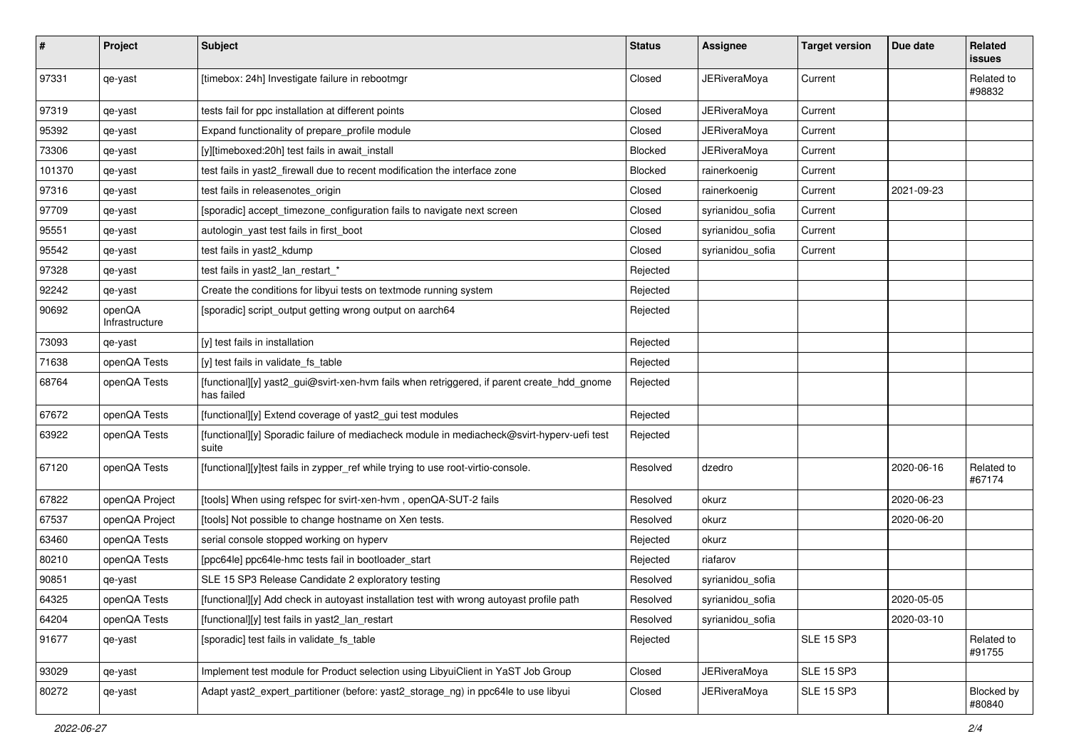| # | Project | Subject | Status | Assignee | Target version | Due date | Related issues |
|---|---|---|---|---|---|---|---|
| 97331 | qe-yast | [timebox: 24h] Investigate failure in rebootmgr | Closed | JERiveraMoya | Current | | Related to #98832 |
| 97319 | qe-yast | tests fail for ppc installation at different points | Closed | JERiveraMoya | Current | | |
| 95392 | qe-yast | Expand functionality of prepare_profile module | Closed | JERiveraMoya | Current | | |
| 73306 | qe-yast | [y][timeboxed:20h] test fails in await_install | Blocked | JERiveraMoya | Current | | |
| 101370 | qe-yast | test fails in yast2_firewall due to recent modification the interface zone | Blocked | rainerkoenig | Current | | |
| 97316 | qe-yast | test fails in releasenotes_origin | Closed | rainerkoenig | Current | 2021-09-23 | |
| 97709 | qe-yast | [sporadic] accept_timezone_configuration fails to navigate next screen | Closed | syrianidou_sofia | Current | | |
| 95551 | qe-yast | autologin_yast test fails in first_boot | Closed | syrianidou_sofia | Current | | |
| 95542 | qe-yast | test fails in yast2_kdump | Closed | syrianidou_sofia | Current | | |
| 97328 | qe-yast | test fails in yast2_lan_restart_* | Rejected | | | | |
| 92242 | qe-yast | Create the conditions for libyui tests on textmode running system | Rejected | | | | |
| 90692 | openQA Infrastructure | [sporadic] script_output getting wrong output on aarch64 | Rejected | | | | |
| 73093 | qe-yast | [y] test fails in installation | Rejected | | | | |
| 71638 | openQA Tests | [y] test fails in validate_fs_table | Rejected | | | | |
| 68764 | openQA Tests | [functional][y] yast2_gui@svirt-xen-hvm fails when retriggered, if parent create_hdd_gnome has failed | Rejected | | | | |
| 67672 | openQA Tests | [functional][y] Extend coverage of yast2_gui test modules | Rejected | | | | |
| 63922 | openQA Tests | [functional][y] Sporadic failure of mediacheck module in mediacheck@svirt-hyperv-uefi test suite | Rejected | | | | |
| 67120 | openQA Tests | [functional][y]test fails in zypper_ref while trying to use root-virtio-console. | Resolved | dzedro | | 2020-06-16 | Related to #67174 |
| 67822 | openQA Project | [tools] When using refspec for svirt-xen-hvm , openQA-SUT-2 fails | Resolved | okurz | | 2020-06-23 | |
| 67537 | openQA Project | [tools] Not possible to change hostname on Xen tests. | Resolved | okurz | | 2020-06-20 | |
| 63460 | openQA Tests | serial console stopped working on hyperv | Rejected | okurz | | | |
| 80210 | openQA Tests | [ppc64le] ppc64le-hmc tests fail in bootloader_start | Rejected | riafarov | | | |
| 90851 | qe-yast | SLE 15 SP3 Release Candidate 2 exploratory testing | Resolved | syrianidou_sofia | | | |
| 64325 | openQA Tests | [functional][y] Add check in autoyast installation test with wrong autoyast profile path | Resolved | syrianidou_sofia | | 2020-05-05 | |
| 64204 | openQA Tests | [functional][y] test fails in yast2_lan_restart | Resolved | syrianidou_sofia | | 2020-03-10 | |
| 91677 | qe-yast | [sporadic] test fails in validate_fs_table | Rejected | | SLE 15 SP3 | | Related to #91755 |
| 93029 | qe-yast | Implement test module for Product selection using LibyuiClient in YaST Job Group | Closed | JERiveraMoya | SLE 15 SP3 | | |
| 80272 | qe-yast | Adapt yast2_expert_partitioner (before: yast2_storage_ng) in ppc64le to use libyui | Closed | JERiveraMoya | SLE 15 SP3 | | Blocked by #80840 |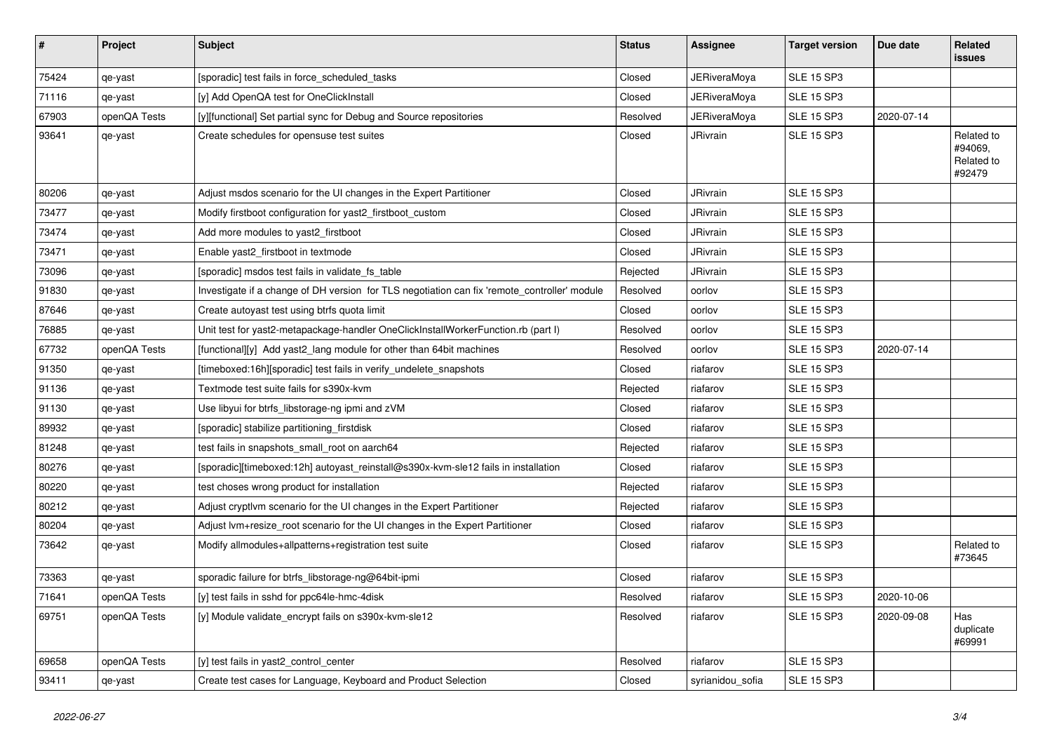| # | Project | Subject | Status | Assignee | Target version | Due date | Related issues |
|---|---|---|---|---|---|---|---|
| 75424 | qe-yast | [sporadic] test fails in force_scheduled_tasks | Closed | JERiveraMoya | SLE 15 SP3 | | |
| 71116 | qe-yast | [y] Add OpenQA test for OneClickInstall | Closed | JERiveraMoya | SLE 15 SP3 | | |
| 67903 | openQA Tests | [y][functional] Set partial sync for Debug and Source repositories | Resolved | JERiveraMoya | SLE 15 SP3 | 2020-07-14 | |
| 93641 | qe-yast | Create schedules for opensuse test suites | Closed | JRivrain | SLE 15 SP3 | | Related to #94069, Related to #92479 |
| 80206 | qe-yast | Adjust msdos scenario for the UI changes in the Expert Partitioner | Closed | JRivrain | SLE 15 SP3 | | |
| 73477 | qe-yast | Modify firstboot configuration for yast2_firstboot_custom | Closed | JRivrain | SLE 15 SP3 | | |
| 73474 | qe-yast | Add more modules to yast2_firstboot | Closed | JRivrain | SLE 15 SP3 | | |
| 73471 | qe-yast | Enable yast2_firstboot in textmode | Closed | JRivrain | SLE 15 SP3 | | |
| 73096 | qe-yast | [sporadic] msdos test fails in validate_fs_table | Rejected | JRivrain | SLE 15 SP3 | | |
| 91830 | qe-yast | Investigate if a change of DH version for TLS negotiation can fix 'remote_controller' module | Resolved | oorlov | SLE 15 SP3 | | |
| 87646 | qe-yast | Create autoyast test using btrfs quota limit | Closed | oorlov | SLE 15 SP3 | | |
| 76885 | qe-yast | Unit test for yast2-metapackage-handler OneClickInstallWorkerFunction.rb (part I) | Resolved | oorlov | SLE 15 SP3 | | |
| 67732 | openQA Tests | [functional][y] Add yast2_lang module for other than 64bit machines | Resolved | oorlov | SLE 15 SP3 | 2020-07-14 | |
| 91350 | qe-yast | [timeboxed:16h][sporadic] test fails in verify_undelete_snapshots | Closed | riafarov | SLE 15 SP3 | | |
| 91136 | qe-yast | Textmode test suite fails for s390x-kvm | Rejected | riafarov | SLE 15 SP3 | | |
| 91130 | qe-yast | Use libyui for btrfs_libstorage-ng ipmi and zVM | Closed | riafarov | SLE 15 SP3 | | |
| 89932 | qe-yast | [sporadic] stabilize partitioning_firstdisk | Closed | riafarov | SLE 15 SP3 | | |
| 81248 | qe-yast | test fails in snapshots_small_root on aarch64 | Rejected | riafarov | SLE 15 SP3 | | |
| 80276 | qe-yast | [sporadic][timeboxed:12h] autoyast_reinstall@s390x-kvm-sle12 fails in installation | Closed | riafarov | SLE 15 SP3 | | |
| 80220 | qe-yast | test choses wrong product for installation | Rejected | riafarov | SLE 15 SP3 | | |
| 80212 | qe-yast | Adjust cryptlvm scenario for the UI changes in the Expert Partitioner | Rejected | riafarov | SLE 15 SP3 | | |
| 80204 | qe-yast | Adjust lvm+resize_root scenario for the UI changes in the Expert Partitioner | Closed | riafarov | SLE 15 SP3 | | |
| 73642 | qe-yast | Modify allmodules+allpatterns+registration test suite | Closed | riafarov | SLE 15 SP3 | | Related to #73645 |
| 73363 | qe-yast | sporadic failure for btrfs_libstorage-ng@64bit-ipmi | Closed | riafarov | SLE 15 SP3 | | |
| 71641 | openQA Tests | [y] test fails in sshd for ppc64le-hmc-4disk | Resolved | riafarov | SLE 15 SP3 | 2020-10-06 | |
| 69751 | openQA Tests | [y] Module validate_encrypt fails on s390x-kvm-sle12 | Resolved | riafarov | SLE 15 SP3 | 2020-09-08 | Has duplicate #69991 |
| 69658 | openQA Tests | [y] test fails in yast2_control_center | Resolved | riafarov | SLE 15 SP3 | | |
| 93411 | qe-yast | Create test cases for Language, Keyboard and Product Selection | Closed | syrianidou_sofia | SLE 15 SP3 | | |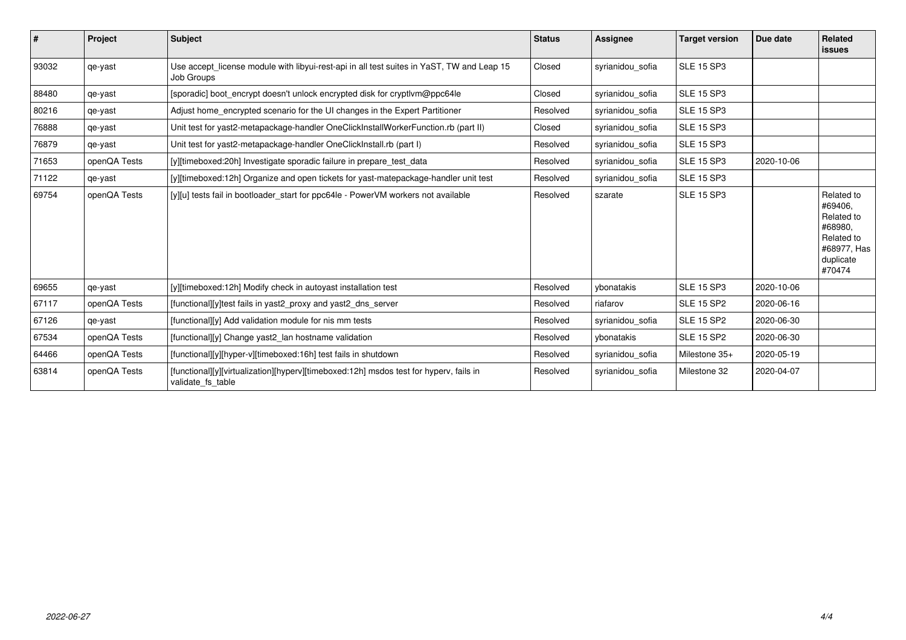| # | Project | Subject | Status | Assignee | Target version | Due date | Related issues |
|---|---|---|---|---|---|---|---|
| 93032 | qe-yast | Use accept_license module with libyui-rest-api in all test suites in YaST, TW and Leap 15 Job Groups | Closed | syrianidou_sofia | SLE 15 SP3 | | |
| 88480 | qe-yast | [sporadic] boot_encrypt doesn't unlock encrypted disk for cryptlvm@ppc64le | Closed | syrianidou_sofia | SLE 15 SP3 | | |
| 80216 | qe-yast | Adjust home_encrypted scenario for the UI changes in the Expert Partitioner | Resolved | syrianidou_sofia | SLE 15 SP3 | | |
| 76888 | qe-yast | Unit test for yast2-metapackage-handler OneClickInstallWorkerFunction.rb (part II) | Closed | syrianidou_sofia | SLE 15 SP3 | | |
| 76879 | qe-yast | Unit test for yast2-metapackage-handler OneClickInstall.rb (part I) | Resolved | syrianidou_sofia | SLE 15 SP3 | | |
| 71653 | openQA Tests | [y][timeboxed:20h] Investigate sporadic failure in prepare_test_data | Resolved | syrianidou_sofia | SLE 15 SP3 | 2020-10-06 | |
| 71122 | qe-yast | [y][timeboxed:12h] Organize and open tickets for yast-matepackage-handler unit test | Resolved | syrianidou_sofia | SLE 15 SP3 | | |
| 69754 | openQA Tests | [y][u] tests fail in bootloader_start for ppc64le - PowerVM workers not available | Resolved | szarate | SLE 15 SP3 | | Related to #69406, Related to #68980, Related to #68977, Has duplicate #70474 |
| 69655 | qe-yast | [y][timeboxed:12h] Modify check in autoyast installation test | Resolved | ybonatakis | SLE 15 SP3 | 2020-10-06 | |
| 67117 | openQA Tests | [functional][y]test fails in yast2_proxy and yast2_dns_server | Resolved | riafarov | SLE 15 SP2 | 2020-06-16 | |
| 67126 | qe-yast | [functional][y] Add validation module for nis mm tests | Resolved | syrianidou_sofia | SLE 15 SP2 | 2020-06-30 | |
| 67534 | openQA Tests | [functional][y] Change yast2_lan hostname validation | Resolved | ybonatakis | SLE 15 SP2 | 2020-06-30 | |
| 64466 | openQA Tests | [functional][y][hyper-v][timeboxed:16h] test fails in shutdown | Resolved | syrianidou_sofia | Milestone 35+ | 2020-05-19 | |
| 63814 | openQA Tests | [functional][y][virtualization][hyperv][timeboxed:12h] msdos test for hyperv, fails in validate_fs_table | Resolved | syrianidou_sofia | Milestone 32 | 2020-04-07 | |